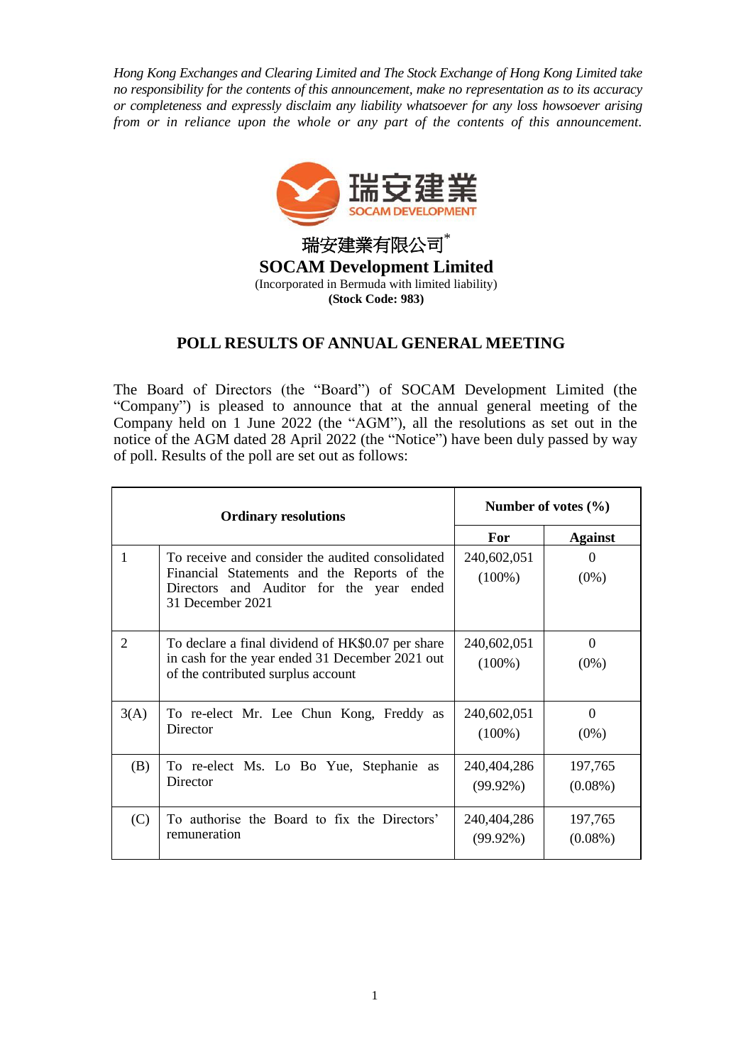*Hong Kong Exchanges and Clearing Limited and The Stock Exchange of Hong Kong Limited take no responsibility for the contents of this announcement, make no representation as to its accuracy or completeness and expressly disclaim any liability whatsoever for any loss howsoever arising from or in reliance upon the whole or any part of the contents of this announcement.*

瑞安建業有限公司*

**SOCAM Development Limited**

(Incorporated in Bermuda with limited liability)

**(Stock Code: 983)**

## POLL RESULTS OF ANNUAL GENERAL MEETING

The Board of Directors (the "Board") of SOCAM Development Limited (the "Company") is pleased to announce that at the annual general meeting of the Company held on 1 June 2022 (the "AGM"), all the resolutions as set out in the notice of the AGM dated 28 April 2022 (the "Notice") have been duly passed by way of poll. Results of the poll are set out as follows:

| **Ordinary resolutions** | | **Number of votes (%)** | |
|---|---|---|---|
| | | **For** | **Against** |
| 1 | To receive and consider the audited consolidated Financial Statements and the Reports of the Directors and Auditor for the year ended 31 December 2021 | 240,602,051 (100%) | 0 (0%) |
| 2 | To declare a final dividend of HK$0.07 per share in cash for the year ended 31 December 2021 out of the contributed surplus account | 240,602,051 (100%) | 0 (0%) |
| 3(A) | To re-elect Mr. Lee Chun Kong, Freddy as Director | 240,602,051 (100%) | 0 (0%) |
| (B) | To re-elect Ms. Lo Bo Yue, Stephanie as Director | 240,404,286 (99.92%) | 197,765 (0.08%) |
| (C) | To authorise the Board to fix the Directors' remuneration | 240,404,286 (99.92%) | 197,765 (0.08%) |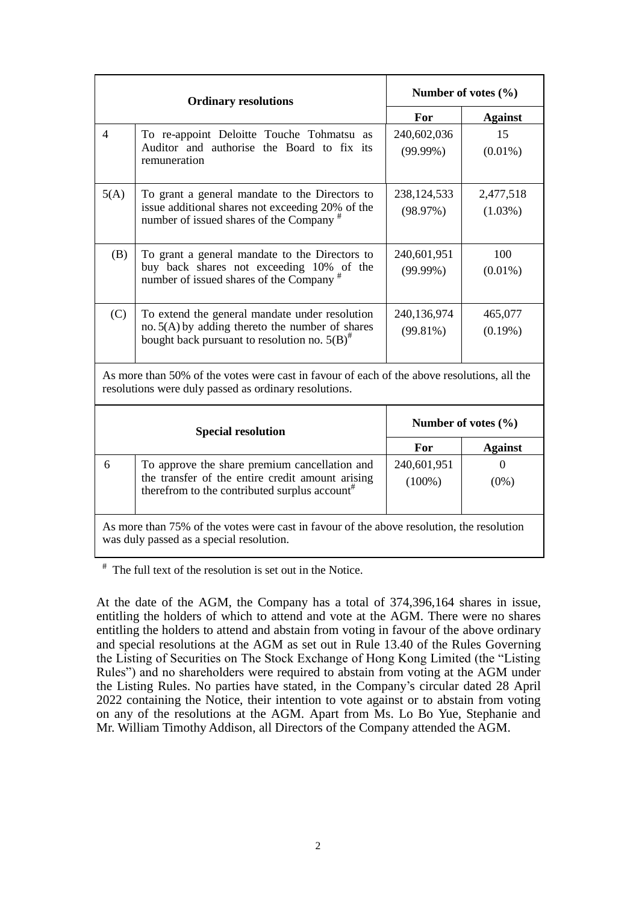| Ordinary resolutions | | Number of votes (%) | |
|---|---|---|---|
| | | **For** | **Against** |
| 4 | To re-appoint Deloitte Touche Tohmatsu as Auditor and authorise the Board to fix its remuneration | 240,602,036 (99.99%) | 15 (0.01%) |
| 5(A) | To grant a general mandate to the Directors to issue additional shares not exceeding 20% of the number of issued shares of the Company # | 238,124,533 (98.97%) | 2,477,518 (1.03%) |
| (B) | To grant a general mandate to the Directors to buy back shares not exceeding 10% of the number of issued shares of the Company # | 240,601,951 (99.99%) | 100 (0.01%) |
| (C) | To extend the general mandate under resolution no. 5(A) by adding thereto the number of shares bought back pursuant to resolution no. 5(B)# | 240,136,974 (99.81%) | 465,077 (0.19%) |
| As more than 50% of the votes were cast in favour of each of the above resolutions, all the resolutions were duly passed as ordinary resolutions. | | | |

| Special resolution | | Number of votes (%) | |
|---|---|---|---|
| | | **For** | **Against** |
| 6 | To approve the share premium cancellation and the transfer of the entire credit amount arising therefrom to the contributed surplus account# | 240,601,951 (100%) | 0 (0%) |
| As more than 75% of the votes were cast in favour of the above resolution, the resolution was duly passed as a special resolution. | | | |

# The full text of the resolution is set out in the Notice.

At the date of the AGM, the Company has a total of 374,396,164 shares in issue, entitling the holders of which to attend and vote at the AGM. There were no shares entitling the holders to attend and abstain from voting in favour of the above ordinary and special resolutions at the AGM as set out in Rule 13.40 of the Rules Governing the Listing of Securities on The Stock Exchange of Hong Kong Limited (the "Listing Rules") and no shareholders were required to abstain from voting at the AGM under the Listing Rules. No parties have stated, in the Company's circular dated 28 April 2022 containing the Notice, their intention to vote against or to abstain from voting on any of the resolutions at the AGM. Apart from Ms. Lo Bo Yue, Stephanie and Mr. William Timothy Addison, all Directors of the Company attended the AGM.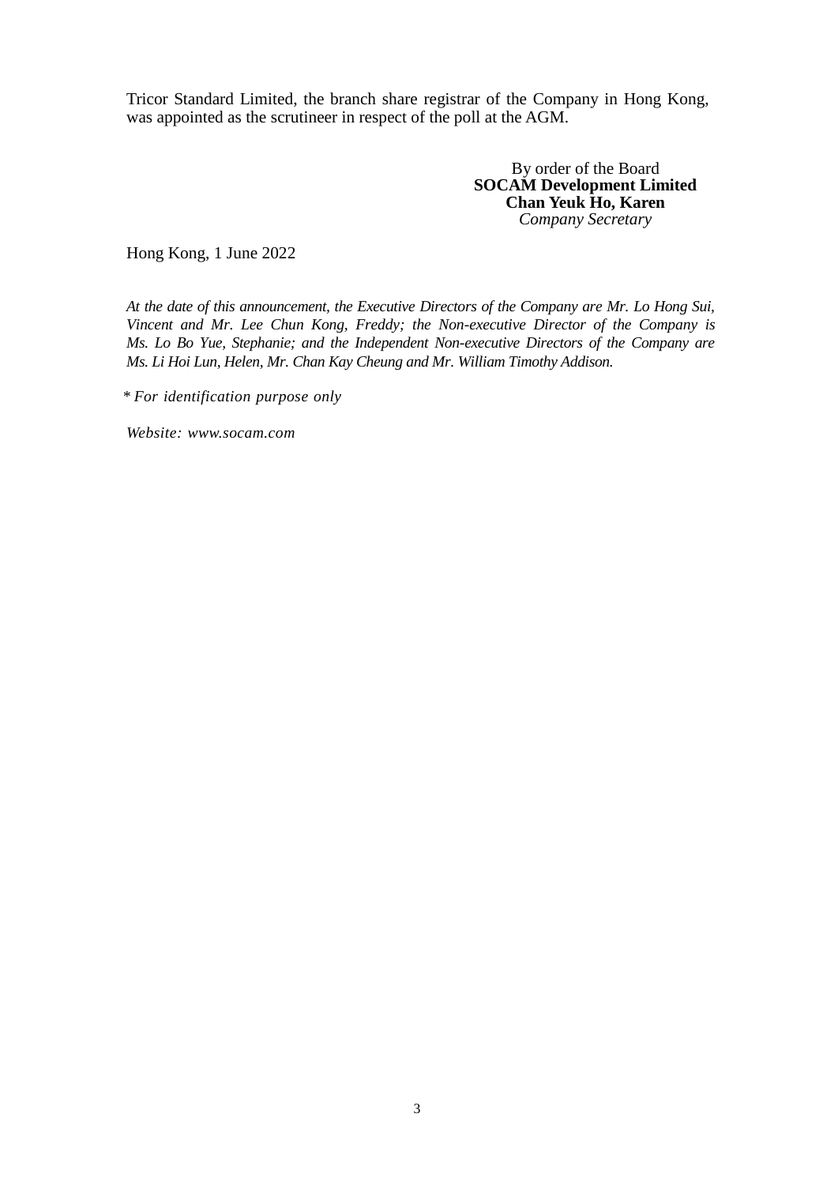Tricor Standard Limited, the branch share registrar of the Company in Hong Kong, was appointed as the scrutineer in respect of the poll at the AGM.

By order of the Board
**SOCAM Development Limited**
**Chan Yeuk Ho, Karen**
*Company Secretary*

Hong Kong, 1 June 2022

*At the date of this announcement, the Executive Directors of the Company are Mr. Lo Hong Sui, Vincent and Mr. Lee Chun Kong, Freddy; the Non-executive Director of the Company is Ms. Lo Bo Yue, Stephanie; and the Independent Non-executive Directors of the Company are Ms. Li Hoi Lun, Helen, Mr. Chan Kay Cheung and Mr. William Timothy Addison.*

\* *For identification purpose only*

*Website: www.socam.com*